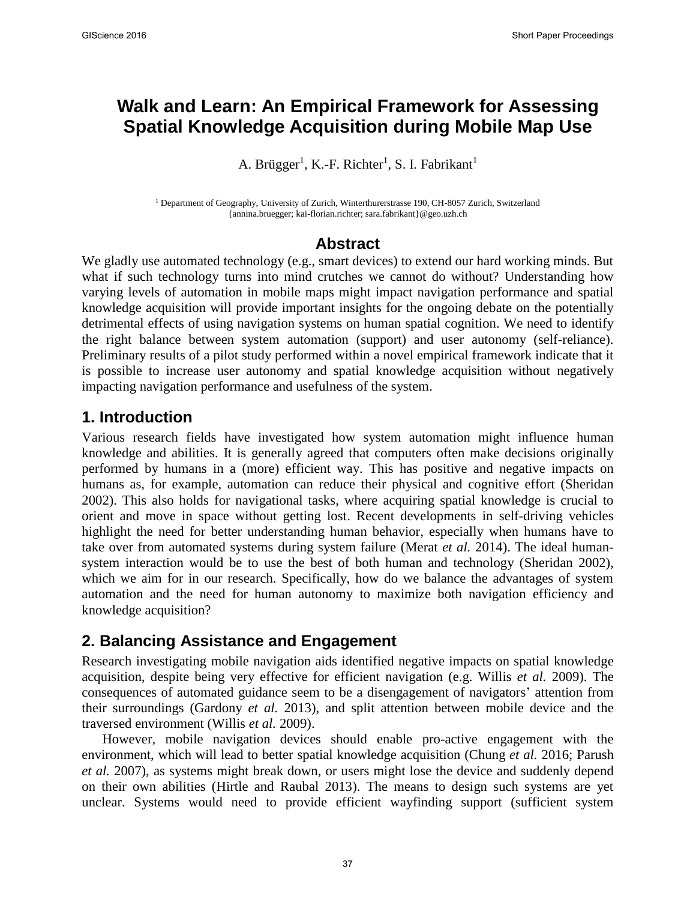# Walk and Learn: An Empirical Framework for Assessing Spatial Knowledge Acquisition during Mobile Map Use

A. Brügger[1], K.-F. Richter[1], S. I. Fabrikant[1]

[1] Department of Geography, University of Zurich, Winterthurerstrasse 190, CH-8057 Zurich, Switzerland
{annina.bruegger; kai-florian.richter; sara.fabrikant}@geo.uzh.ch

## Abstract

We gladly use automated technology (e.g., smart devices) to extend our hard working minds. But what if such technology turns into mind crutches we cannot do without? Understanding how varying levels of automation in mobile maps might impact navigation performance and spatial knowledge acquisition will provide important insights for the ongoing debate on the potentially detrimental effects of using navigation systems on human spatial cognition. We need to identify the right balance between system automation (support) and user autonomy (self-reliance). Preliminary results of a pilot study performed within a novel empirical framework indicate that it is possible to increase user autonomy and spatial knowledge acquisition without negatively impacting navigation performance and usefulness of the system.

## 1. Introduction

Various research fields have investigated how system automation might influence human knowledge and abilities. It is generally agreed that computers often make decisions originally performed by humans in a (more) efficient way. This has positive and negative impacts on humans as, for example, automation can reduce their physical and cognitive effort (Sheridan 2002). This also holds for navigational tasks, where acquiring spatial knowledge is crucial to orient and move in space without getting lost. Recent developments in self-driving vehicles highlight the need for better understanding human behavior, especially when humans have to take over from automated systems during system failure (Merat *et al.* 2014). The ideal human-system interaction would be to use the best of both human and technology (Sheridan 2002), which we aim for in our research. Specifically, how do we balance the advantages of system automation and the need for human autonomy to maximize both navigation efficiency and knowledge acquisition?

## 2. Balancing Assistance and Engagement

Research investigating mobile navigation aids identified negative impacts on spatial knowledge acquisition, despite being very effective for efficient navigation (e.g. Willis *et al.* 2009). The consequences of automated guidance seem to be a disengagement of navigators' attention from their surroundings (Gardony *et al.* 2013), and split attention between mobile device and the traversed environment (Willis *et al.* 2009).

However, mobile navigation devices should enable pro-active engagement with the environment, which will lead to better spatial knowledge acquisition (Chung *et al.* 2016; Parush *et al.* 2007), as systems might break down, or users might lose the device and suddenly depend on their own abilities (Hirtle and Raubal 2013). The means to design such systems are yet unclear. Systems would need to provide efficient wayfinding support (sufficient system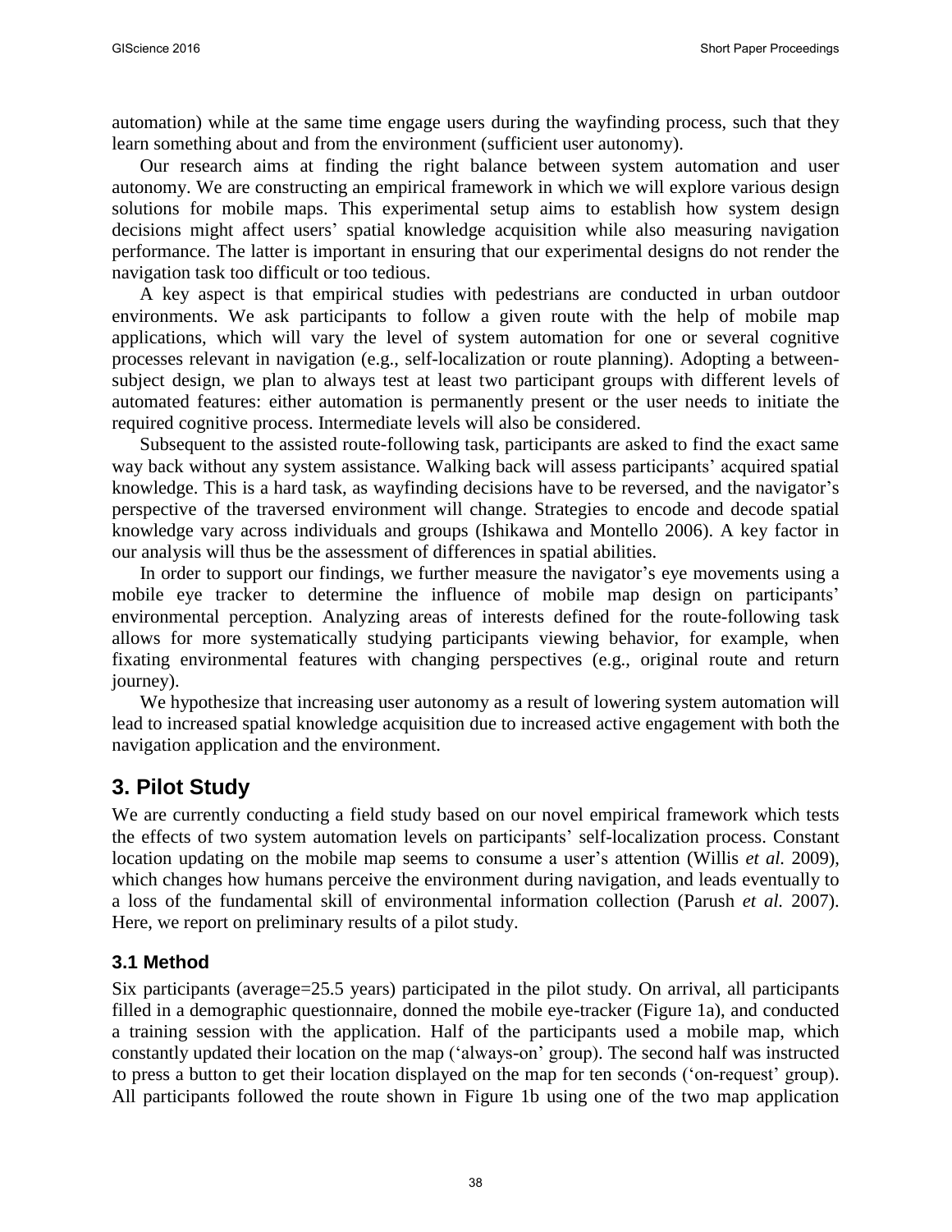automation) while at the same time engage users during the wayfinding process, such that they learn something about and from the environment (sufficient user autonomy).

Our research aims at finding the right balance between system automation and user autonomy. We are constructing an empirical framework in which we will explore various design solutions for mobile maps. This experimental setup aims to establish how system design decisions might affect users' spatial knowledge acquisition while also measuring navigation performance. The latter is important in ensuring that our experimental designs do not render the navigation task too difficult or too tedious.

A key aspect is that empirical studies with pedestrians are conducted in urban outdoor environments. We ask participants to follow a given route with the help of mobile map applications, which will vary the level of system automation for one or several cognitive processes relevant in navigation (e.g., self-localization or route planning). Adopting a between-subject design, we plan to always test at least two participant groups with different levels of automated features: either automation is permanently present or the user needs to initiate the required cognitive process. Intermediate levels will also be considered.

Subsequent to the assisted route-following task, participants are asked to find the exact same way back without any system assistance. Walking back will assess participants' acquired spatial knowledge. This is a hard task, as wayfinding decisions have to be reversed, and the navigator's perspective of the traversed environment will change. Strategies to encode and decode spatial knowledge vary across individuals and groups (Ishikawa and Montello 2006). A key factor in our analysis will thus be the assessment of differences in spatial abilities.

In order to support our findings, we further measure the navigator's eye movements using a mobile eye tracker to determine the influence of mobile map design on participants' environmental perception. Analyzing areas of interests defined for the route-following task allows for more systematically studying participants viewing behavior, for example, when fixating environmental features with changing perspectives (e.g., original route and return journey).

We hypothesize that increasing user autonomy as a result of lowering system automation will lead to increased spatial knowledge acquisition due to increased active engagement with both the navigation application and the environment.

## 3. Pilot Study

We are currently conducting a field study based on our novel empirical framework which tests the effects of two system automation levels on participants' self-localization process. Constant location updating on the mobile map seems to consume a user's attention (Willis *et al.* 2009), which changes how humans perceive the environment during navigation, and leads eventually to a loss of the fundamental skill of environmental information collection (Parush *et al.* 2007). Here, we report on preliminary results of a pilot study.

### 3.1 Method

Six participants (average=25.5 years) participated in the pilot study. On arrival, all participants filled in a demographic questionnaire, donned the mobile eye-tracker (Figure 1a), and conducted a training session with the application. Half of the participants used a mobile map, which constantly updated their location on the map ('always-on' group). The second half was instructed to press a button to get their location displayed on the map for ten seconds ('on-request' group). All participants followed the route shown in Figure 1b using one of the two map application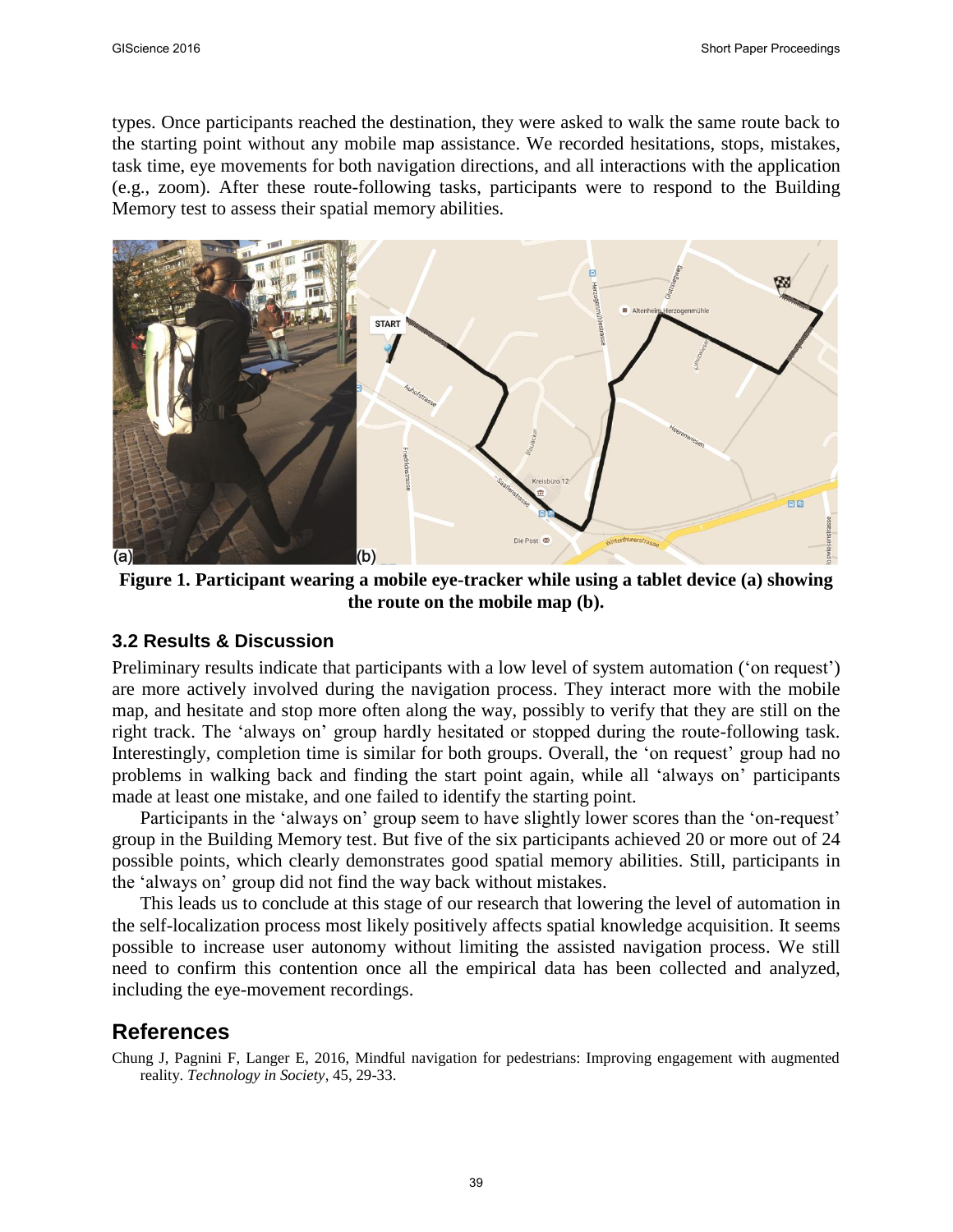types. Once participants reached the destination, they were asked to walk the same route back to the starting point without any mobile map assistance. We recorded hesitations, stops, mistakes, task time, eye movements for both navigation directions, and all interactions with the application (e.g., zoom). After these route-following tasks, participants were to respond to the Building Memory test to assess their spatial memory abilities.

**Figure 1. Participant wearing a mobile eye-tracker while using a tablet device (a) showing the route on the mobile map (b).**

### 3.2 Results & Discussion

Preliminary results indicate that participants with a low level of system automation ('on request') are more actively involved during the navigation process. They interact more with the mobile map, and hesitate and stop more often along the way, possibly to verify that they are still on the right track. The 'always on' group hardly hesitated or stopped during the route-following task. Interestingly, completion time is similar for both groups. Overall, the 'on request' group had no problems in walking back and finding the start point again, while all 'always on' participants made at least one mistake, and one failed to identify the starting point.

Participants in the 'always on' group seem to have slightly lower scores than the 'on-request' group in the Building Memory test. But five of the six participants achieved 20 or more out of 24 possible points, which clearly demonstrates good spatial memory abilities. Still, participants in the 'always on' group did not find the way back without mistakes.

This leads us to conclude at this stage of our research that lowering the level of automation in the self-localization process most likely positively affects spatial knowledge acquisition. It seems possible to increase user autonomy without limiting the assisted navigation process. We still need to confirm this contention once all the empirical data has been collected and analyzed, including the eye-movement recordings.

## References

Chung J, Pagnini F, Langer E, 2016, Mindful navigation for pedestrians: Improving engagement with augmented reality. *Technology in Society*, 45, 29-33.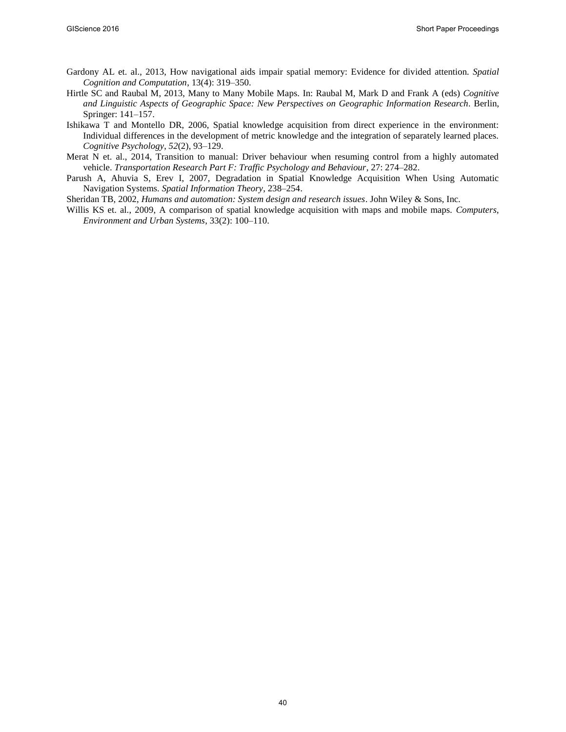Gardony AL et. al., 2013, How navigational aids impair spatial memory: Evidence for divided attention. *Spatial Cognition and Computation*, 13(4): 319–350.

Hirtle SC and Raubal M, 2013, Many to Many Mobile Maps. In: Raubal M, Mark D and Frank A (eds) *Cognitive and Linguistic Aspects of Geographic Space: New Perspectives on Geographic Information Research*. Berlin, Springer: 141–157.

Ishikawa T and Montello DR, 2006, Spatial knowledge acquisition from direct experience in the environment: Individual differences in the development of metric knowledge and the integration of separately learned places. *Cognitive Psychology*, *52*(2), 93–129.

Merat N et. al., 2014, Transition to manual: Driver behaviour when resuming control from a highly automated vehicle. *Transportation Research Part F: Traffic Psychology and Behaviour*, 27: 274–282.

Parush A, Ahuvia S, Erev I, 2007, Degradation in Spatial Knowledge Acquisition When Using Automatic Navigation Systems. *Spatial Information Theory*, 238–254.

Sheridan TB, 2002, *Humans and automation: System design and research issues*. John Wiley & Sons, Inc.

Willis KS et. al., 2009, A comparison of spatial knowledge acquisition with maps and mobile maps. *Computers, Environment and Urban Systems*, 33(2): 100–110.